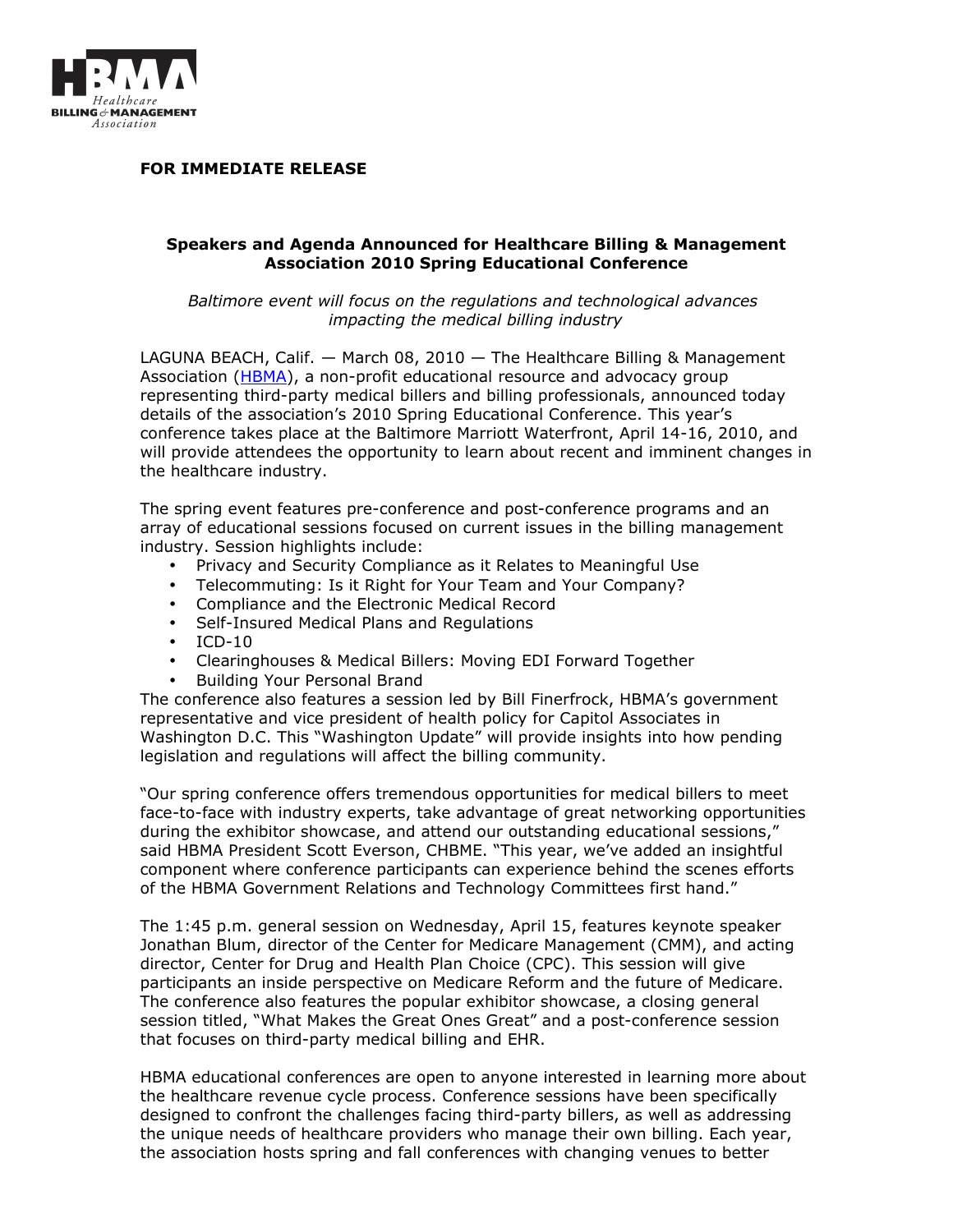**FOR IMMEDIATE RELEASE**

## Speakers and Agenda Announced for Healthcare Billing & Management Association 2010 Spring Educational Conference

*Baltimore event will focus on the regulations and technological advances impacting the medical billing industry*

LAGUNA BEACH, Calif. — March 08, 2010 — The Healthcare Billing & Management Association (HBMA), a non-profit educational resource and advocacy group representing third-party medical billers and billing professionals, announced today details of the association's 2010 Spring Educational Conference. This year's conference takes place at the Baltimore Marriott Waterfront, April 14-16, 2010, and will provide attendees the opportunity to learn about recent and imminent changes in the healthcare industry.

The spring event features pre-conference and post-conference programs and an array of educational sessions focused on current issues in the billing management industry. Session highlights include:

- Privacy and Security Compliance as it Relates to Meaningful Use
- Telecommuting: Is it Right for Your Team and Your Company?
- Compliance and the Electronic Medical Record
- Self-Insured Medical Plans and Regulations
- ICD-10
- Clearinghouses & Medical Billers: Moving EDI Forward Together
- Building Your Personal Brand

The conference also features a session led by Bill Finerfrock, HBMA's government representative and vice president of health policy for Capitol Associates in Washington D.C. This "Washington Update" will provide insights into how pending legislation and regulations will affect the billing community.

"Our spring conference offers tremendous opportunities for medical billers to meet face-to-face with industry experts, take advantage of great networking opportunities during the exhibitor showcase, and attend our outstanding educational sessions," said HBMA President Scott Everson, CHBME. "This year, we've added an insightful component where conference participants can experience behind the scenes efforts of the HBMA Government Relations and Technology Committees first hand."

The 1:45 p.m. general session on Wednesday, April 15, features keynote speaker Jonathan Blum, director of the Center for Medicare Management (CMM), and acting director, Center for Drug and Health Plan Choice (CPC). This session will give participants an inside perspective on Medicare Reform and the future of Medicare. The conference also features the popular exhibitor showcase, a closing general session titled, "What Makes the Great Ones Great" and a post-conference session that focuses on third-party medical billing and EHR.

HBMA educational conferences are open to anyone interested in learning more about the healthcare revenue cycle process. Conference sessions have been specifically designed to confront the challenges facing third-party billers, as well as addressing the unique needs of healthcare providers who manage their own billing. Each year, the association hosts spring and fall conferences with changing venues to better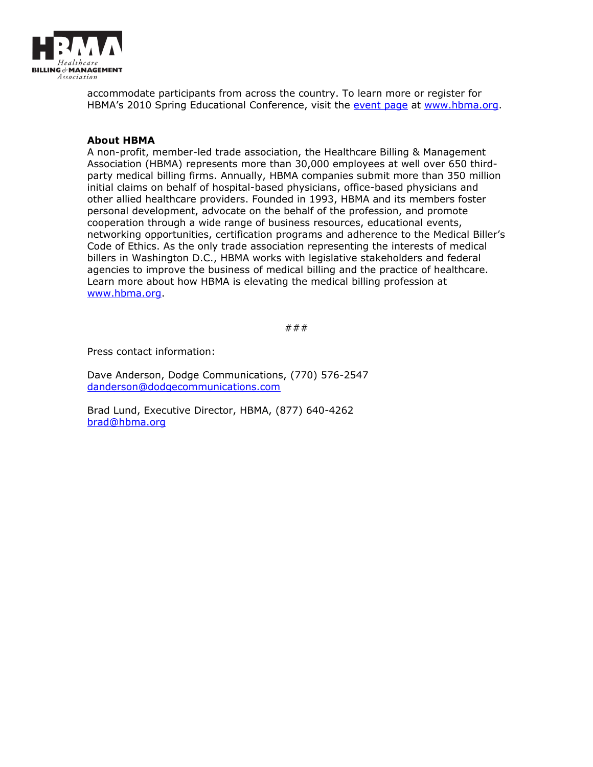accommodate participants from across the country. To learn more or register for HBMA's 2010 Spring Educational Conference, visit the event page at www.hbma.org.

**About HBMA**

A non-profit, member-led trade association, the Healthcare Billing & Management Association (HBMA) represents more than 30,000 employees at well over 650 third-party medical billing firms. Annually, HBMA companies submit more than 350 million initial claims on behalf of hospital-based physicians, office-based physicians and other allied healthcare providers. Founded in 1993, HBMA and its members foster personal development, advocate on the behalf of the profession, and promote cooperation through a wide range of business resources, educational events, networking opportunities, certification programs and adherence to the Medical Biller's Code of Ethics. As the only trade association representing the interests of medical billers in Washington D.C., HBMA works with legislative stakeholders and federal agencies to improve the business of medical billing and the practice of healthcare. Learn more about how HBMA is elevating the medical billing profession at www.hbma.org.

###

Press contact information:

Dave Anderson, Dodge Communications, (770) 576-2547
danderson@dodgecommunications.com

Brad Lund, Executive Director, HBMA, (877) 640-4262
brad@hbma.org